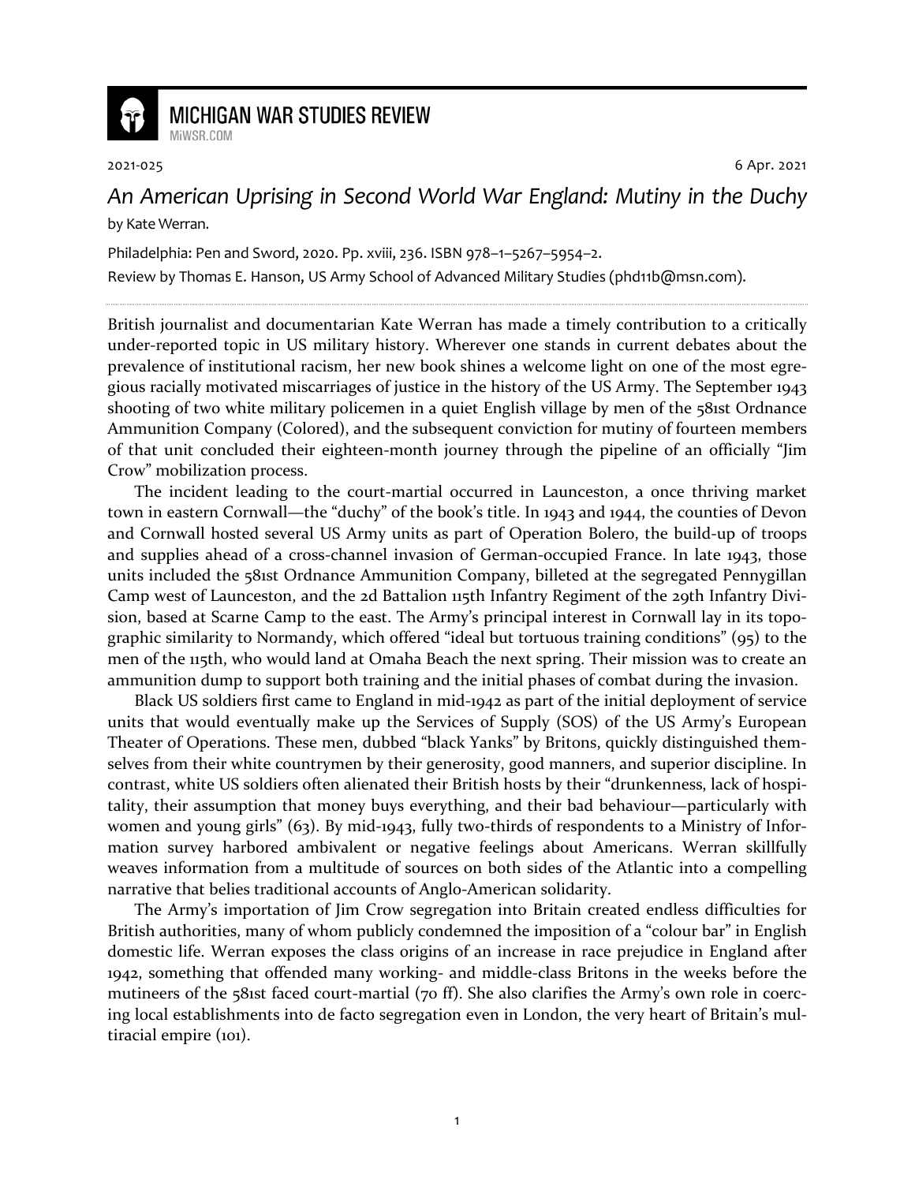# MICHIGAN WAR STUDIES REVIEW

MiWSR.COM

2021-025 6 Apr. 2021

## *An American Uprising in Second World War England: Mutiny in the Duchy*

by Kate Werran.

Philadelphia: Pen and Sword, 2020. Pp. xviii, 236. ISBN 978–1–5267–5954–2.

Review by Thomas E. Hanson, US Army School of Advanced Military Studies (phd11b@msn.com).

---

British journalist and documentarian Kate Werran has made a timely contribution to a critically under-reported topic in US military history. Wherever one stands in current debates about the prevalence of institutional racism, her new book shines a welcome light on one of the most egregious racially motivated miscarriages of justice in the history of the US Army. The September 1943 shooting of two white military policemen in a quiet English village by men of the 581st Ordnance Ammunition Company (Colored), and the subsequent conviction for mutiny of fourteen members of that unit concluded their eighteen-month journey through the pipeline of an officially "Jim Crow" mobilization process.

The incident leading to the court-martial occurred in Launceston, a once thriving market town in eastern Cornwall—the "duchy" of the book's title. In 1943 and 1944, the counties of Devon and Cornwall hosted several US Army units as part of Operation Bolero, the build-up of troops and supplies ahead of a cross-channel invasion of German-occupied France. In late 1943, those units included the 581st Ordnance Ammunition Company, billeted at the segregated Pennygillan Camp west of Launceston, and the 2d Battalion 115th Infantry Regiment of the 29th Infantry Division, based at Scarne Camp to the east. The Army's principal interest in Cornwall lay in its topographic similarity to Normandy, which offered "ideal but tortuous training conditions" (95) to the men of the 115th, who would land at Omaha Beach the next spring. Their mission was to create an ammunition dump to support both training and the initial phases of combat during the invasion.

Black US soldiers first came to England in mid-1942 as part of the initial deployment of service units that would eventually make up the Services of Supply (SOS) of the US Army's European Theater of Operations. These men, dubbed "black Yanks" by Britons, quickly distinguished themselves from their white countrymen by their generosity, good manners, and superior discipline. In contrast, white US soldiers often alienated their British hosts by their "drunkenness, lack of hospitality, their assumption that money buys everything, and their bad behaviour—particularly with women and young girls" (63). By mid-1943, fully two-thirds of respondents to a Ministry of Information survey harbored ambivalent or negative feelings about Americans. Werran skillfully weaves information from a multitude of sources on both sides of the Atlantic into a compelling narrative that belies traditional accounts of Anglo-American solidarity.

The Army's importation of Jim Crow segregation into Britain created endless difficulties for British authorities, many of whom publicly condemned the imposition of a "colour bar" in English domestic life. Werran exposes the class origins of an increase in race prejudice in England after 1942, something that offended many working- and middle-class Britons in the weeks before the mutineers of the 581st faced court-martial (70 ff). She also clarifies the Army's own role in coercing local establishments into de facto segregation even in London, the very heart of Britain's multiracial empire (101).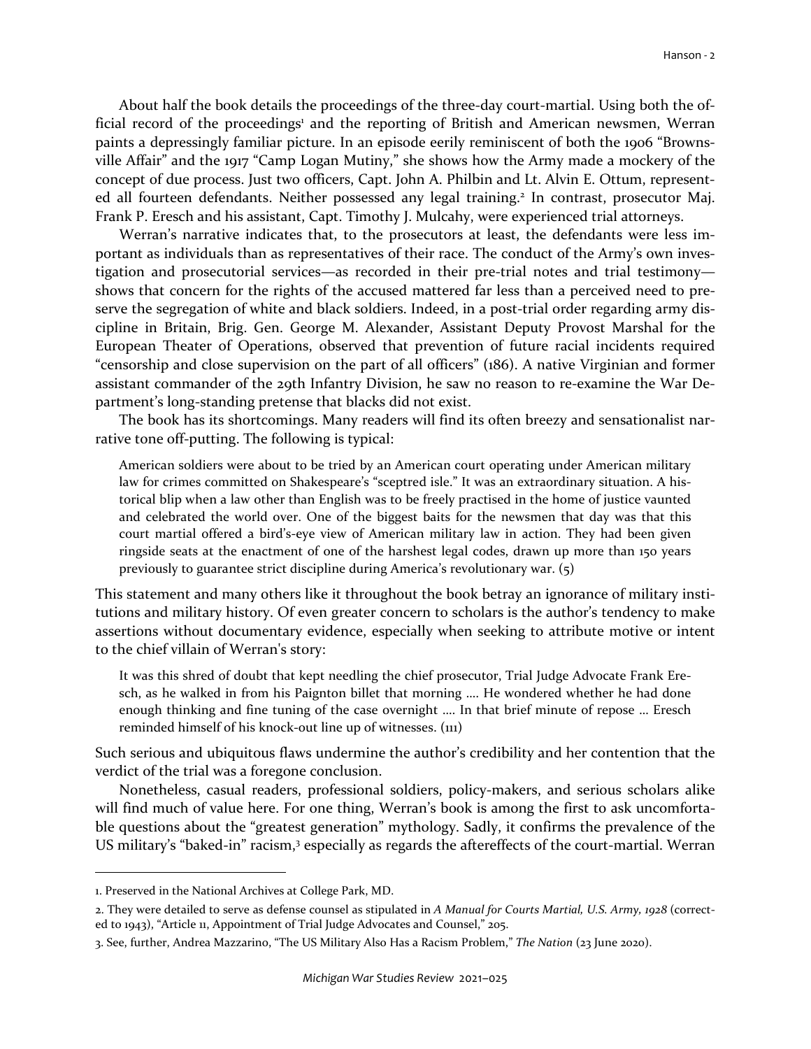About half the book details the proceedings of the three-day court-martial. Using both the official record of the proceedings[1] and the reporting of British and American newsmen, Werran paints a depressingly familiar picture. In an episode eerily reminiscent of both the 1906 "Brownsville Affair" and the 1917 "Camp Logan Mutiny," she shows how the Army made a mockery of the concept of due process. Just two officers, Capt. John A. Philbin and Lt. Alvin E. Ottum, represented all fourteen defendants. Neither possessed any legal training.[2] In contrast, prosecutor Maj. Frank P. Eresch and his assistant, Capt. Timothy J. Mulcahy, were experienced trial attorneys.

Werran's narrative indicates that, to the prosecutors at least, the defendants were less important as individuals than as representatives of their race. The conduct of the Army's own investigation and prosecutorial services—as recorded in their pre-trial notes and trial testimony—shows that concern for the rights of the accused mattered far less than a perceived need to preserve the segregation of white and black soldiers. Indeed, in a post-trial order regarding army discipline in Britain, Brig. Gen. George M. Alexander, Assistant Deputy Provost Marshal for the European Theater of Operations, observed that prevention of future racial incidents required "censorship and close supervision on the part of all officers" (186). A native Virginian and former assistant commander of the 29th Infantry Division, he saw no reason to re-examine the War Department's long-standing pretense that blacks did not exist.

The book has its shortcomings. Many readers will find its often breezy and sensationalist narrative tone off-putting. The following is typical:

> American soldiers were about to be tried by an American court operating under American military law for crimes committed on Shakespeare's "sceptred isle." It was an extraordinary situation. A historical blip when a law other than English was to be freely practised in the home of justice vaunted and celebrated the world over. One of the biggest baits for the newsmen that day was that this court martial offered a bird's-eye view of American military law in action. They had been given ringside seats at the enactment of one of the harshest legal codes, drawn up more than 150 years previously to guarantee strict discipline during America's revolutionary war. (5)

This statement and many others like it throughout the book betray an ignorance of military institutions and military history. Of even greater concern to scholars is the author's tendency to make assertions without documentary evidence, especially when seeking to attribute motive or intent to the chief villain of Werran's story:

> It was this shred of doubt that kept needling the chief prosecutor, Trial Judge Advocate Frank Eresch, as he walked in from his Paignton billet that morning .... He wondered whether he had done enough thinking and fine tuning of the case overnight .... In that brief minute of repose … Eresch reminded himself of his knock-out line up of witnesses. (111)

Such serious and ubiquitous flaws undermine the author's credibility and her contention that the verdict of the trial was a foregone conclusion.

Nonetheless, casual readers, professional soldiers, policy-makers, and serious scholars alike will find much of value here. For one thing, Werran's book is among the first to ask uncomfortable questions about the "greatest generation" mythology. Sadly, it confirms the prevalence of the US military's "baked-in" racism,[3] especially as regards the aftereffects of the court-martial. Werran

---

1. Preserved in the National Archives at College Park, MD.

2. They were detailed to serve as defense counsel as stipulated in *A Manual for Courts Martial, U.S. Army, 1928* (corrected to 1943), "Article 11, Appointment of Trial Judge Advocates and Counsel," 205.

3. See, further, Andrea Mazzarino, "The US Military Also Has a Racism Problem," *The Nation* (23 June 2020).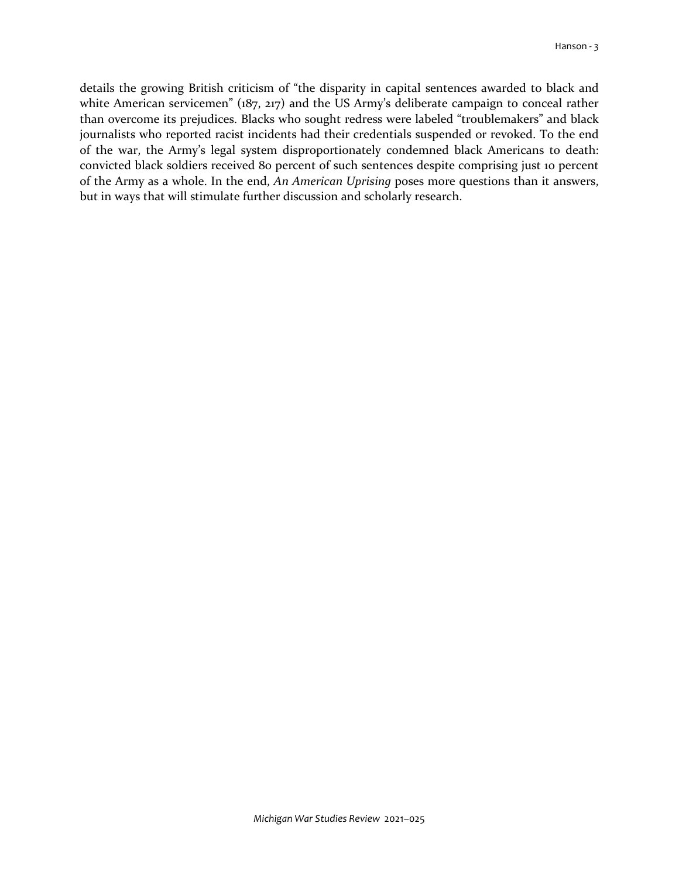details the growing British criticism of "the disparity in capital sentences awarded to black and white American servicemen" (187, 217) and the US Army's deliberate campaign to conceal rather than overcome its prejudices. Blacks who sought redress were labeled "troublemakers" and black journalists who reported racist incidents had their credentials suspended or revoked. To the end of the war, the Army's legal system disproportionately condemned black Americans to death: convicted black soldiers received 80 percent of such sentences despite comprising just 10 percent of the Army as a whole. In the end, *An American Uprising* poses more questions than it answers, but in ways that will stimulate further discussion and scholarly research.